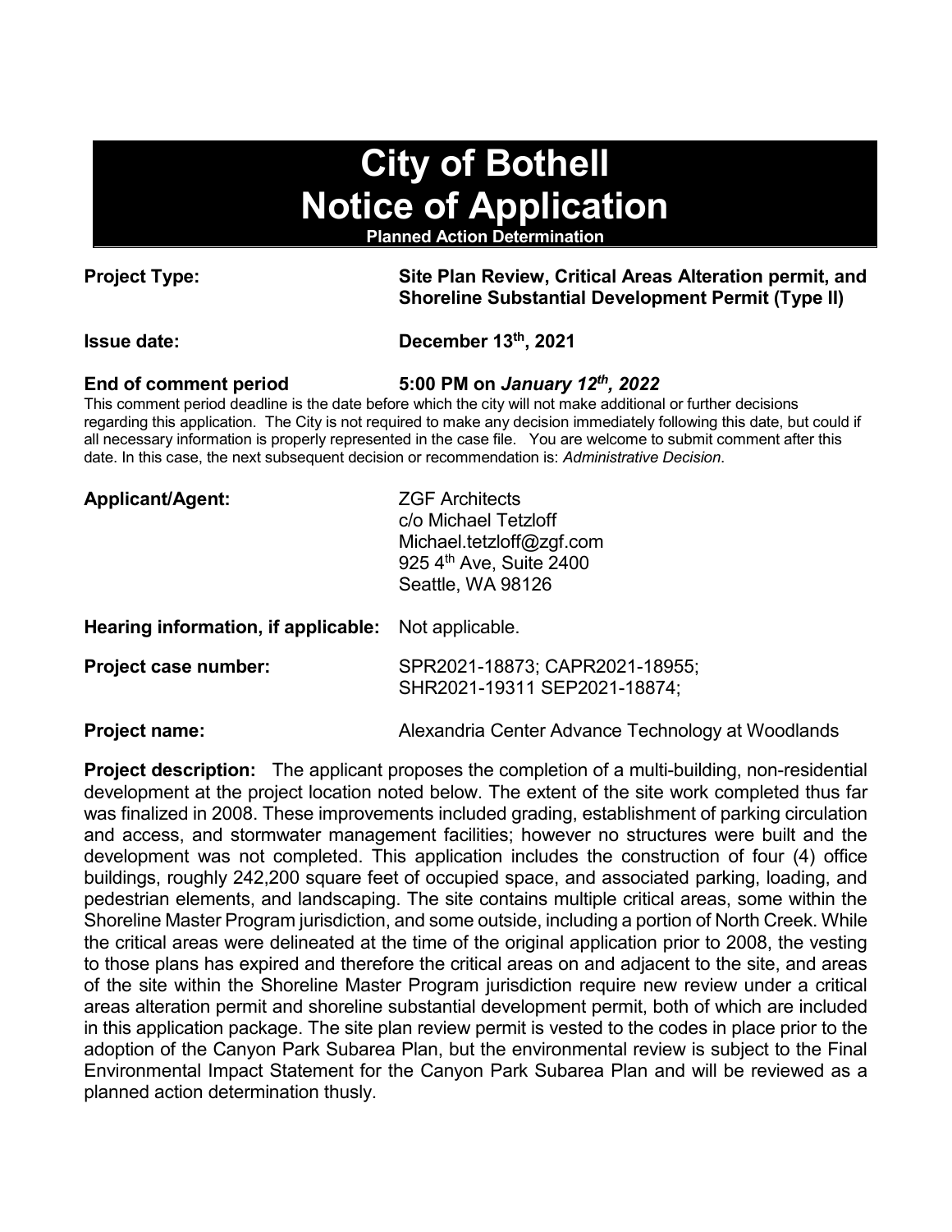# City of Bothell Notice of Application

**Planned Action Determination**

**Project Type:** **Site Plan Review, Critical Areas Alteration permit, and Shoreline Substantial Development Permit (Type II)**

**Issue date:** **December 13th, 2021**

**End of comment period** **5:00 PM on *January 12th, 2022***

This comment period deadline is the date before which the city will not make additional or further decisions regarding this application. The City is not required to make any decision immediately following this date, but could if all necessary information is properly represented in the case file. You are welcome to submit comment after this date. In this case, the next subsequent decision or recommendation is: *Administrative Decision*.

**Applicant/Agent:** ZGF Architects
c/o Michael Tetzloff
Michael.tetzloff@zgf.com
925 4th Ave, Suite 2400
Seattle, WA 98126

**Hearing information, if applicable:** Not applicable.

**Project case number:** SPR2021-18873; CAPR2021-18955; SHR2021-19311 SEP2021-18874;

**Project name:** Alexandria Center Advance Technology at Woodlands

**Project description:** The applicant proposes the completion of a multi-building, non-residential development at the project location noted below. The extent of the site work completed thus far was finalized in 2008. These improvements included grading, establishment of parking circulation and access, and stormwater management facilities; however no structures were built and the development was not completed. This application includes the construction of four (4) office buildings, roughly 242,200 square feet of occupied space, and associated parking, loading, and pedestrian elements, and landscaping. The site contains multiple critical areas, some within the Shoreline Master Program jurisdiction, and some outside, including a portion of North Creek. While the critical areas were delineated at the time of the original application prior to 2008, the vesting to those plans has expired and therefore the critical areas on and adjacent to the site, and areas of the site within the Shoreline Master Program jurisdiction require new review under a critical areas alteration permit and shoreline substantial development permit, both of which are included in this application package. The site plan review permit is vested to the codes in place prior to the adoption of the Canyon Park Subarea Plan, but the environmental review is subject to the Final Environmental Impact Statement for the Canyon Park Subarea Plan and will be reviewed as a planned action determination thusly.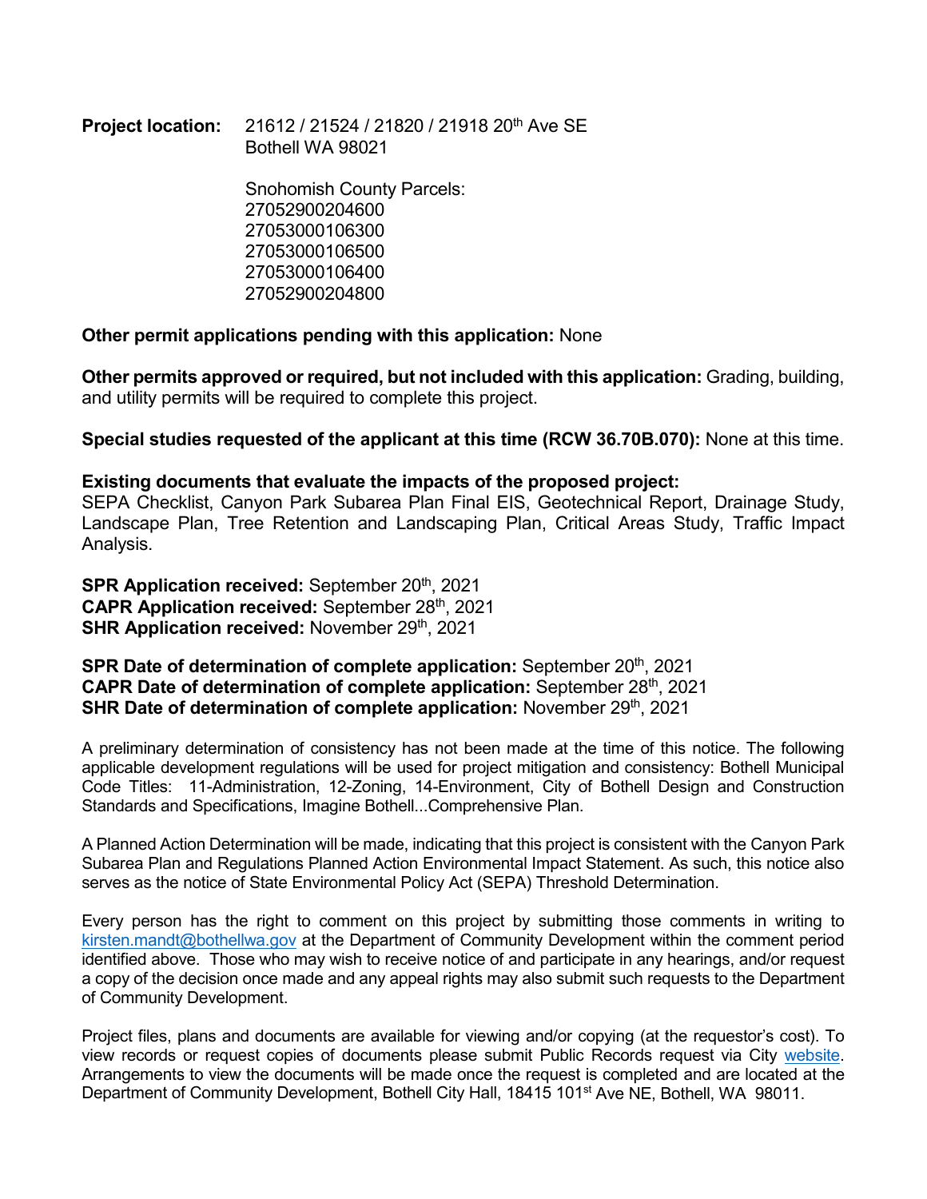**Project location:** 21612 / 21524 / 21820 / 21918 20th Ave SE
Bothell WA 98021

Snohomish County Parcels:
27052900204600
27053000106300
27053000106500
27053000106400
27052900204800

**Other permit applications pending with this application:** None

**Other permits approved or required, but not included with this application:** Grading, building, and utility permits will be required to complete this project.

**Special studies requested of the applicant at this time (RCW 36.70B.070):** None at this time.

**Existing documents that evaluate the impacts of the proposed project:**
SEPA Checklist, Canyon Park Subarea Plan Final EIS, Geotechnical Report, Drainage Study, Landscape Plan, Tree Retention and Landscaping Plan, Critical Areas Study, Traffic Impact Analysis.

**SPR Application received:** September 20th, 2021
**CAPR Application received:** September 28th, 2021
**SHR Application received:** November 29th, 2021

**SPR Date of determination of complete application:** September 20th, 2021
**CAPR Date of determination of complete application:** September 28th, 2021
**SHR Date of determination of complete application:** November 29th, 2021

A preliminary determination of consistency has not been made at the time of this notice. The following applicable development regulations will be used for project mitigation and consistency: Bothell Municipal Code Titles: 11-Administration, 12-Zoning, 14-Environment, City of Bothell Design and Construction Standards and Specifications, Imagine Bothell...Comprehensive Plan.

A Planned Action Determination will be made, indicating that this project is consistent with the Canyon Park Subarea Plan and Regulations Planned Action Environmental Impact Statement. As such, this notice also serves as the notice of State Environmental Policy Act (SEPA) Threshold Determination.

Every person has the right to comment on this project by submitting those comments in writing to kirsten.mandt@bothellwa.gov at the Department of Community Development within the comment period identified above. Those who may wish to receive notice of and participate in any hearings, and/or request a copy of the decision once made and any appeal rights may also submit such requests to the Department of Community Development.

Project files, plans and documents are available for viewing and/or copying (at the requestor's cost). To view records or request copies of documents please submit Public Records request via City website. Arrangements to view the documents will be made once the request is completed and are located at the Department of Community Development, Bothell City Hall, 18415 101st Ave NE, Bothell, WA 98011.